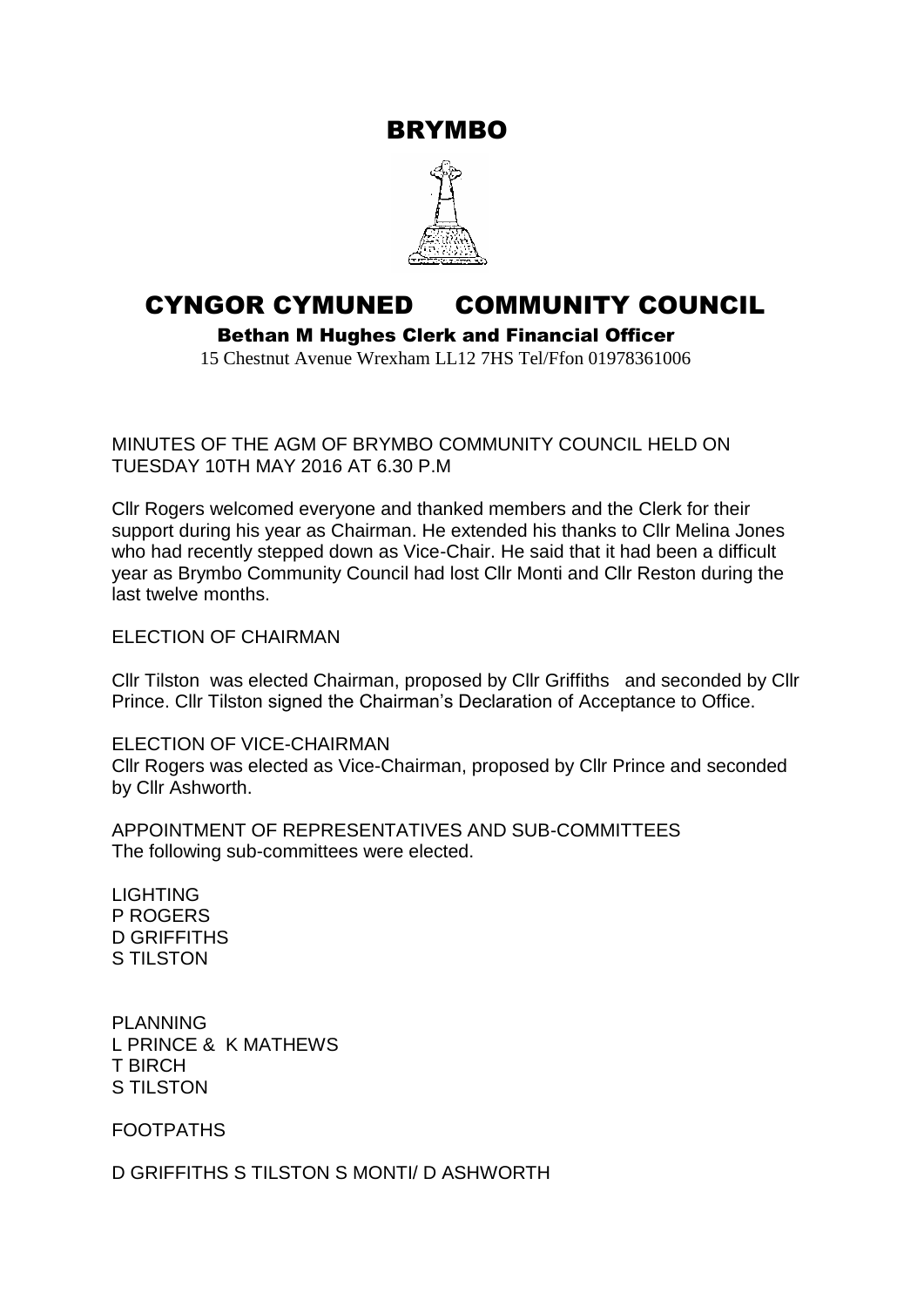# BRYMBO

# CYNGOR CYMUNED COMMUNITY COUNCIL

**Bethan M Hughes Clerk and Financial Officer**

15 Chestnut Avenue Wrexham LL12 7HS Tel/Ffon 01978361006

MINUTES OF THE AGM OF BRYMBO COMMUNITY COUNCIL HELD ON TUESDAY 10TH MAY 2016 AT 6.30 P.M

Cllr Rogers welcomed everyone and thanked members and the Clerk for their support during his year as Chairman. He extended his thanks to Cllr Melina Jones who had recently stepped down as Vice-Chair. He said that it had been a difficult year as Brymbo Community Council had lost Cllr Monti and Cllr Reston during the last twelve months.

ELECTION OF CHAIRMAN

Cllr Tilston was elected Chairman, proposed by Cllr Griffiths and seconded by Cllr Prince. Cllr Tilston signed the Chairman's Declaration of Acceptance to Office.

ELECTION OF VICE-CHAIRMAN

Cllr Rogers was elected as Vice-Chairman, proposed by Cllr Prince and seconded by Cllr Ashworth.

APPOINTMENT OF REPRESENTATIVES AND SUB-COMMITTEES

The following sub-committees were elected.

LIGHTING
P ROGERS
D GRIFFITHS
S TILSTON

PLANNING
L PRINCE & K MATHEWS
T BIRCH
S TILSTON

FOOTPATHS

D GRIFFITHS S TILSTON S MONTI/ D ASHWORTH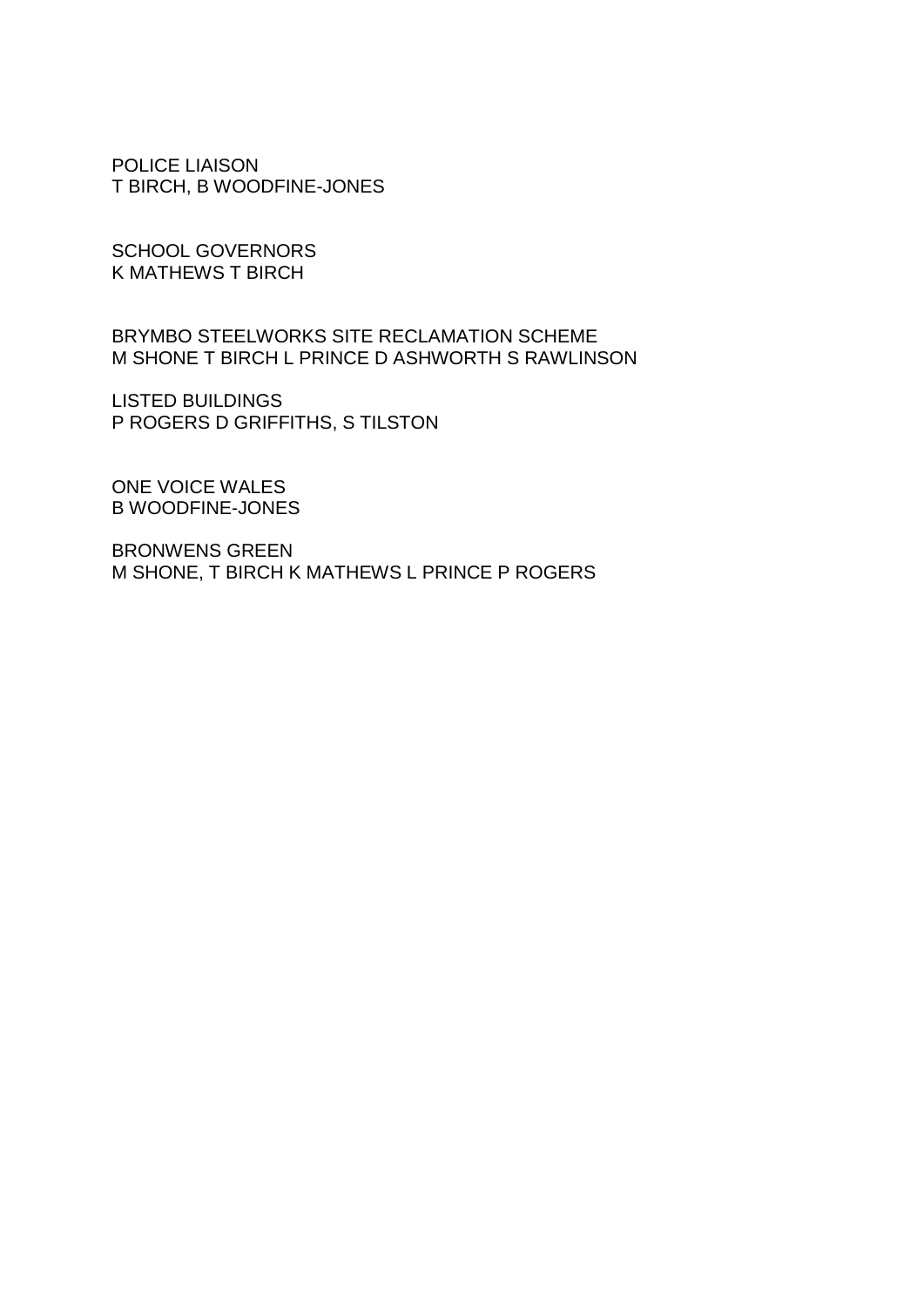POLICE LIAISON
T BIRCH, B WOODFINE-JONES

SCHOOL GOVERNORS
K MATHEWS T BIRCH

BRYMBO STEELWORKS SITE RECLAMATION SCHEME
M SHONE T BIRCH L PRINCE D ASHWORTH S RAWLINSON

LISTED BUILDINGS
P ROGERS D GRIFFITHS, S TILSTON

ONE VOICE WALES
B WOODFINE-JONES

BRONWENS GREEN
M SHONE, T BIRCH K MATHEWS L PRINCE P ROGERS